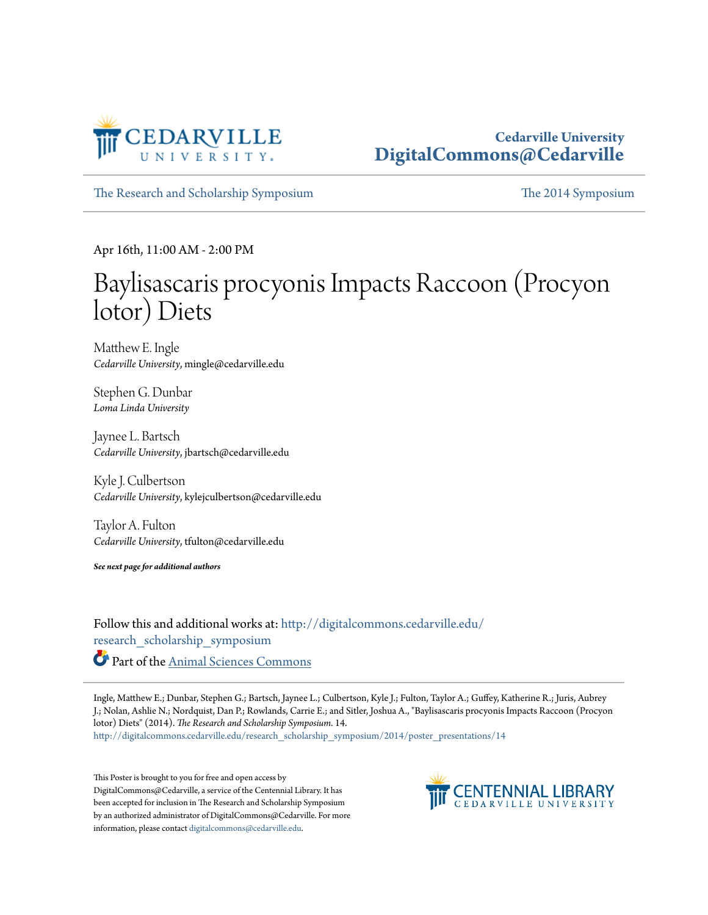Cedarville University
DigitalCommons@Cedarville

The Research and Scholarship Symposium | The 2014 Symposium

Apr 16th, 11:00 AM - 2:00 PM

# Baylisascaris procyonis Impacts Raccoon (Procyon lotor) Diets

Matthew E. Ingle
*Cedarville University*, mingle@cedarville.edu

Stephen G. Dunbar
*Loma Linda University*

Jaynee L. Bartsch
*Cedarville University*, jbartsch@cedarville.edu

Kyle J. Culbertson
*Cedarville University*, kylejculbertson@cedarville.edu

Taylor A. Fulton
*Cedarville University*, tfulton@cedarville.edu

***See next page for additional authors***

Follow this and additional works at: http://digitalcommons.cedarville.edu/research_scholarship_symposium

Part of the Animal Sciences Commons

Ingle, Matthew E.; Dunbar, Stephen G.; Bartsch, Jaynee L.; Culbertson, Kyle J.; Fulton, Taylor A.; Guffey, Katherine R.; Juris, Aubrey J.; Nolan, Ashlie N.; Nordquist, Dan P.; Rowlands, Carrie E.; and Sitler, Joshua A., "Baylisascaris procyonis Impacts Raccoon (Procyon lotor) Diets" (2014). *The Research and Scholarship Symposium*. 14.
http://digitalcommons.cedarville.edu/research_scholarship_symposium/2014/poster_presentations/14

This Poster is brought to you for free and open access by DigitalCommons@Cedarville, a service of the Centennial Library. It has been accepted for inclusion in The Research and Scholarship Symposium by an authorized administrator of DigitalCommons@Cedarville. For more information, please contact digitalcommons@cedarville.edu.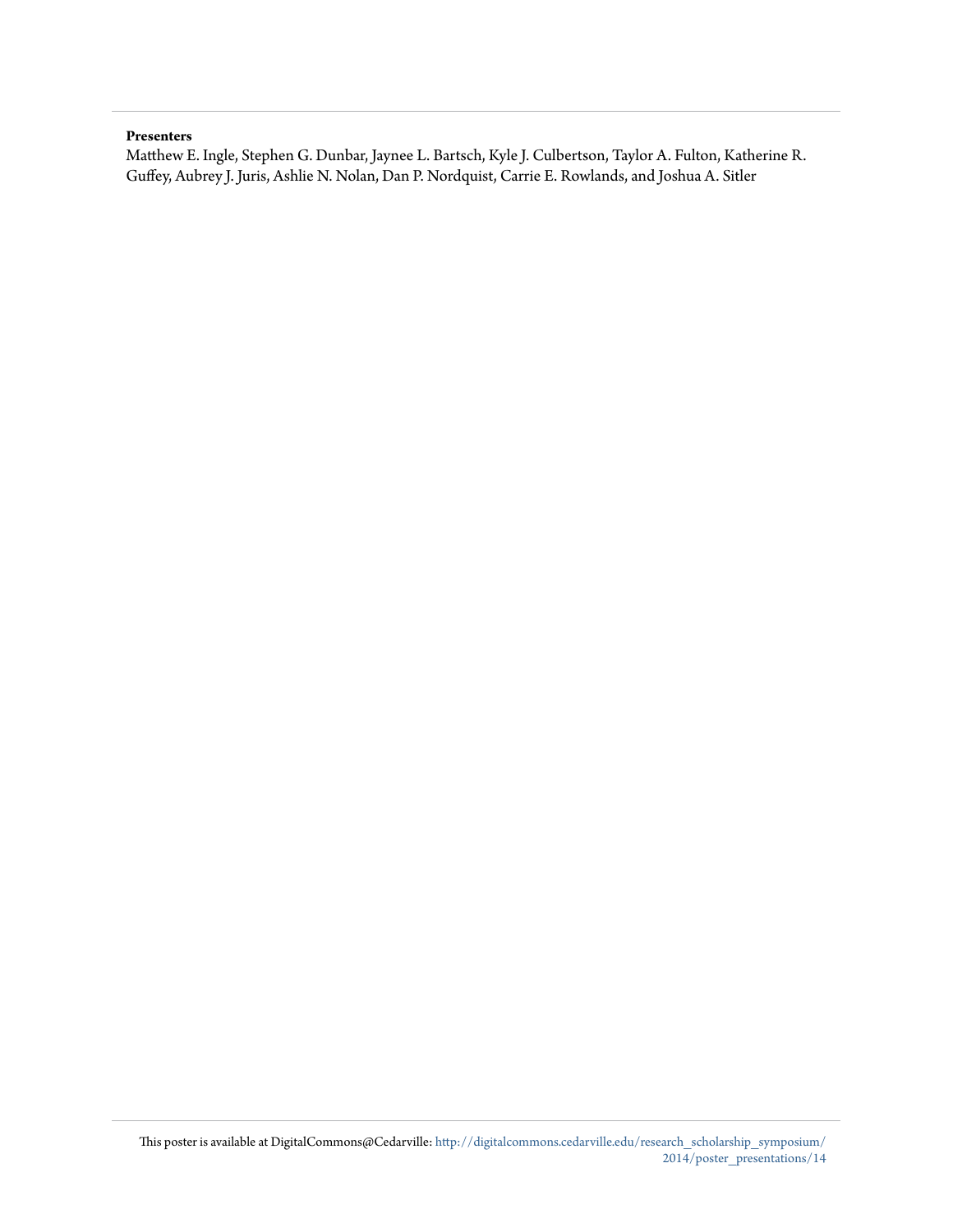**Presenters**

Matthew E. Ingle, Stephen G. Dunbar, Jaynee L. Bartsch, Kyle J. Culbertson, Taylor A. Fulton, Katherine R. Guffey, Aubrey J. Juris, Ashlie N. Nolan, Dan P. Nordquist, Carrie E. Rowlands, and Joshua A. Sitler

This poster is available at DigitalCommons@Cedarville: http://digitalcommons.cedarville.edu/research_scholarship_symposium/2014/poster_presentations/14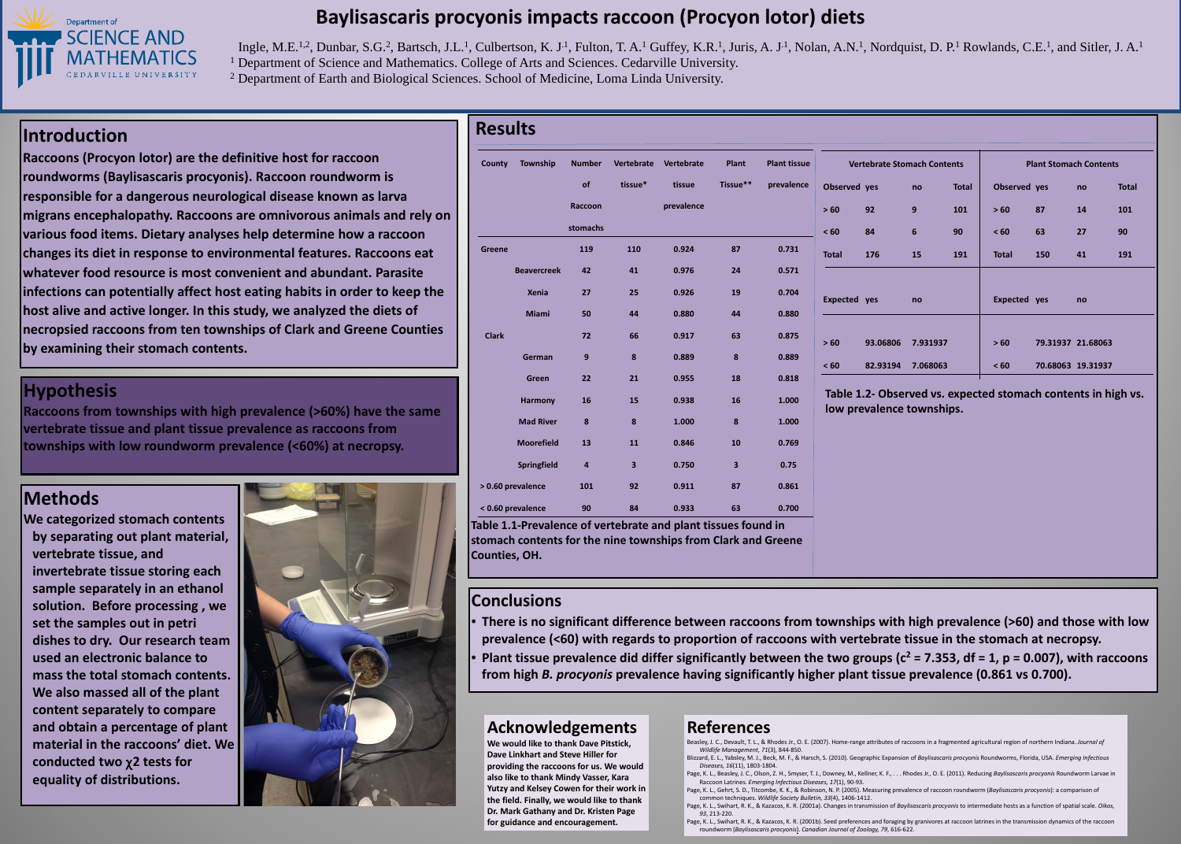# Baylisascaris procyonis impacts raccoon (Procyon lotor) diets

Ingle, M.E.[1,2], Dunbar, S.G.[2], Bartsch, J.L.[1], Culbertson, K. J.[1], Fulton, T. A.[1] Guffey, K.R.[1], Juris, A. J.[1], Nolan, A.N.[1], Nordquist, D. P.[1] Rowlands, C.E.[1], and Sitler, J. A.[1]

[1] Department of Science and Mathematics. College of Arts and Sciences. Cedarville University.

[2] Department of Earth and Biological Sciences. School of Medicine, Loma Linda University.

## Introduction

**Raccoons (Procyon lotor) are the definitive host for raccoon roundworms (Baylisascaris procyonis). Raccoon roundworm is responsible for a dangerous neurological disease known as larva migrans encephalopathy. Raccoons are omnivorous animals and rely on various food items. Dietary analyses help determine how a raccoon changes its diet in response to environmental features. Raccoons eat whatever food resource is most convenient and abundant. Parasite infections can potentially affect host eating habits in order to keep the host alive and active longer. In this study, we analyzed the diets of necropsied raccoons from ten townships of Clark and Greene Counties by examining their stomach contents.**

## Hypothesis

**Raccoons from townships with high prevalence (>60%) have the same vertebrate tissue and plant tissue prevalence as raccoons from townships with low roundworm prevalence (<60%) at necropsy.**

## Methods

**We categorized stomach contents by separating out plant material, vertebrate tissue, and invertebrate tissue storing each sample separately in an ethanol solution. Before processing , we set the samples out in petri dishes to dry. Our research team used an electronic balance to mass the total stomach contents. We also massed all of the plant content separately to compare and obtain a percentage of plant material in the raccoons' diet. We conducted two $\chi^2$ tests for equality of distributions.**

## Results

| County | Township | Number of Raccoon stomachs | Vertebrate tissue* | Vertebrate tissue prevalence | Plant Tissue** | Plant tissue prevalence |
|---|---|---|---|---|---|---|
| Greene | | 119 | 110 | 0.924 | 87 | 0.731 |
| | Beavercreek | 42 | 41 | 0.976 | 24 | 0.571 |
| | Xenia | 27 | 25 | 0.926 | 19 | 0.704 |
| | Miami | 50 | 44 | 0.880 | 44 | 0.880 |
| Clark | | 72 | 66 | 0.917 | 63 | 0.875 |
| | German | 9 | 8 | 0.889 | 8 | 0.889 |
| | Green | 22 | 21 | 0.955 | 18 | 0.818 |
| | Harmony | 16 | 15 | 0.938 | 16 | 1.000 |
| | Mad River | 8 | 8 | 1.000 | 8 | 1.000 |
| | Moorefield | 13 | 11 | 0.846 | 10 | 0.769 |
| | Springfield | 4 | 3 | 0.750 | 3 | 0.75 |
| > 0.60 prevalence | | 101 | 92 | 0.911 | 87 | 0.861 |
| < 0.60 prevalence | | 90 | 84 | 0.933 | 63 | 0.700 |

**Table 1.1-Prevalence of vertebrate and plant tissues found in stomach contents for the nine townships from Clark and Greene Counties, OH.**

| Vertebrate Stomach Contents | | | | Plant Stomach Contents | | | |
|---|---|---|---|---|---|---|---|
| Observed | yes | no | Total | Observed | yes | no | Total |
| > 60 | 92 | 9 | 101 | > 60 | 87 | 14 | 101 |
| < 60 | 84 | 6 | 90 | < 60 | 63 | 27 | 90 |
| Total | 176 | 15 | 191 | Total | 150 | 41 | 191 |
| Expected | yes | no | | Expected | yes | no | |
| > 60 | 93.06806 | 7.931937 | | > 60 | 79.31937 | 21.68063 | |
| < 60 | 82.93194 | 7.068063 | | < 60 | 70.68063 | 19.31937 | |

**Table 1.2- Observed vs. expected stomach contents in high vs. low prevalence townships.**

## Conclusions

- **There is no significant difference between raccoons from townships with high prevalence (>60) and those with low prevalence (<60) with regards to proportion of raccoons with vertebrate tissue in the stomach at necropsy.**
- **Plant tissue prevalence did differ significantly between the two groups ($c^2 = 7.353$, df = 1, $p = 0.007$), with raccoons from high *B. procyonis* prevalence having significantly higher plant tissue prevalence (0.861 vs 0.700).**

## Acknowledgements

**We would like to thank Dave Pitstick, Dave Linkhart and Steve Hiller for providing the raccoons for us. We would also like to thank Mindy Vasser, Kara Yutzy and Kelsey Cowen for their work in the field. Finally, we would like to thank Dr. Mark Gathany and Dr. Kristen Page for guidance and encouragement.**

## References

Beasley, J. C., Devault, T. L., & Rhodes Jr., O. E. (2007). Home-range attributes of raccoons in a fragmented agricultural region of northern Indiana. *Journal of Wildlife Management, 71*(3), 844-850.

Blizzard, E. L., Yabsley, M. J., Beck, M. F., & Harsch, S. (2010). Geographic Expansion of *Baylisascaris procyonis* Roundworms, Florida, USA. *Emerging Infectious Diseases, 16*(11), 1803-1804.

Page, K. L., Beasley, J. C., Olson, Z. H., Smyser, T. J., Downey, M., Kellner, K. F., . . . Rhodes Jr., O. E. (2011). Reducing *Baylisascaris procyonis* Roundworm Larvae in Raccoon Latrines. *Emerging Infectious Diseases, 17*(1), 90-93.

Page, K. L., Gehrt, S. D., Titcombe, K. K., & Robinson, N. P. (2005). Measuring prevalence of raccoon roundworm (*Baylisascaris procyonis*): a comparison of common techniques. *Wildlife Society Bulletin, 33*(4), 1406-1412.

Page, K. L., Swihart, R. K., & Kazacos, K. R. (2001a). Changes in transmission of *Baylisascaris procyonis* to intermediate hosts as a function of spatial scale. *Oikos, 93*, 213-220.

Page, K. L., Swihart, R. K., & Kazacos, K. R. (2001b). Seed preferences and foraging by granivores at raccoon latrines in the transmission dynamics of the raccoon roundworm (*Baylisascaris procyonis*). *Canadian Journal of Zoology, 79*, 616-622.